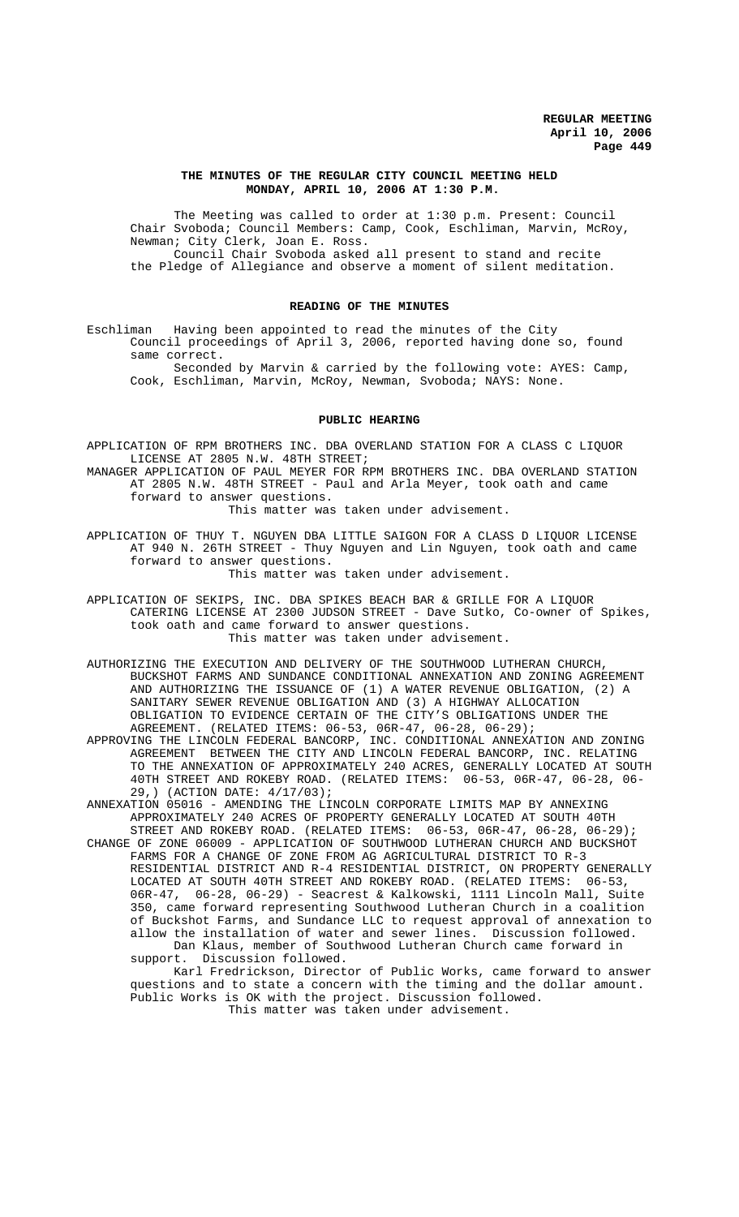# THE MINUTES OF THE REGULAR CITY COUNCIL MEETING HELD MONDAY, APRIL 10, 2006 AT 1:30 P.M.

The Meeting was called to order at 1:30 p.m. Present: Council Chair Svoboda; Council Members: Camp, Cook, Eschliman, Marvin, McRoy, Newman; City Clerk, Joan E. Ross.

Council Chair Svoboda asked all present to stand and recite the Pledge of Allegiance and observe a moment of silent meditation.

## READING OF THE MINUTES

Eschliman Having been appointed to read the minutes of the City Council proceedings of April 3, 2006, reported having done so, found same correct.

Seconded by Marvin & carried by the following vote: AYES: Camp, Cook, Eschliman, Marvin, McRoy, Newman, Svoboda; NAYS: None.

## PUBLIC HEARING

APPLICATION OF RPM BROTHERS INC. DBA OVERLAND STATION FOR A CLASS C LIQUOR LICENSE AT 2805 N.W. 48TH STREET;

MANAGER APPLICATION OF PAUL MEYER FOR RPM BROTHERS INC. DBA OVERLAND STATION AT 2805 N.W. 48TH STREET - Paul and Arla Meyer, took oath and came forward to answer questions.

This matter was taken under advisement.

APPLICATION OF THUY T. NGUYEN DBA LITTLE SAIGON FOR A CLASS D LIQUOR LICENSE AT 940 N. 26TH STREET - Thuy Nguyen and Lin Nguyen, took oath and came forward to answer questions.

This matter was taken under advisement.

APPLICATION OF SEKIPS, INC. DBA SPIKES BEACH BAR & GRILLE FOR A LIQUOR CATERING LICENSE AT 2300 JUDSON STREET - Dave Sutko, Co-owner of Spikes, took oath and came forward to answer questions.

This matter was taken under advisement.

AUTHORIZING THE EXECUTION AND DELIVERY OF THE SOUTHWOOD LUTHERAN CHURCH, BUCKSHOT FARMS AND SUNDANCE CONDITIONAL ANNEXATION AND ZONING AGREEMENT AND AUTHORIZING THE ISSUANCE OF (1) A WATER REVENUE OBLIGATION, (2) A SANITARY SEWER REVENUE OBLIGATION AND (3) A HIGHWAY ALLOCATION OBLIGATION TO EVIDENCE CERTAIN OF THE CITY'S OBLIGATIONS UNDER THE AGREEMENT. (RELATED ITEMS: 06-53, 06R-47, 06-28, 06-29);

APPROVING THE LINCOLN FEDERAL BANCORP, INC. CONDITIONAL ANNEXATION AND ZONING AGREEMENT BETWEEN THE CITY AND LINCOLN FEDERAL BANCORP, INC. RELATING TO THE ANNEXATION OF APPROXIMATELY 240 ACRES, GENERALLY LOCATED AT SOUTH 40TH STREET AND ROKEBY ROAD. (RELATED ITEMS: 06-53, 06R-47, 06-28, 06-29,) (ACTION DATE: 4/17/03);

ANNEXATION 05016 - AMENDING THE LINCOLN CORPORATE LIMITS MAP BY ANNEXING APPROXIMATELY 240 ACRES OF PROPERTY GENERALLY LOCATED AT SOUTH 40TH STREET AND ROKEBY ROAD. (RELATED ITEMS: 06-53, 06R-47, 06-28, 06-29);

CHANGE OF ZONE 06009 - APPLICATION OF SOUTHWOOD LUTHERAN CHURCH AND BUCKSHOT FARMS FOR A CHANGE OF ZONE FROM AG AGRICULTURAL DISTRICT TO R-3 RESIDENTIAL DISTRICT AND R-4 RESIDENTIAL DISTRICT, ON PROPERTY GENERALLY LOCATED AT SOUTH 40TH STREET AND ROKEBY ROAD. (RELATED ITEMS: 06-53, 06R-47, 06-28, 06-29) - Seacrest & Kalkowski, 1111 Lincoln Mall, Suite 350, came forward representing Southwood Lutheran Church in a coalition of Buckshot Farms, and Sundance LLC to request approval of annexation to allow the installation of water and sewer lines. Discussion followed.

Dan Klaus, member of Southwood Lutheran Church came forward in support. Discussion followed.

Karl Fredrickson, Director of Public Works, came forward to answer questions and to state a concern with the timing and the dollar amount. Public Works is OK with the project. Discussion followed.

This matter was taken under advisement.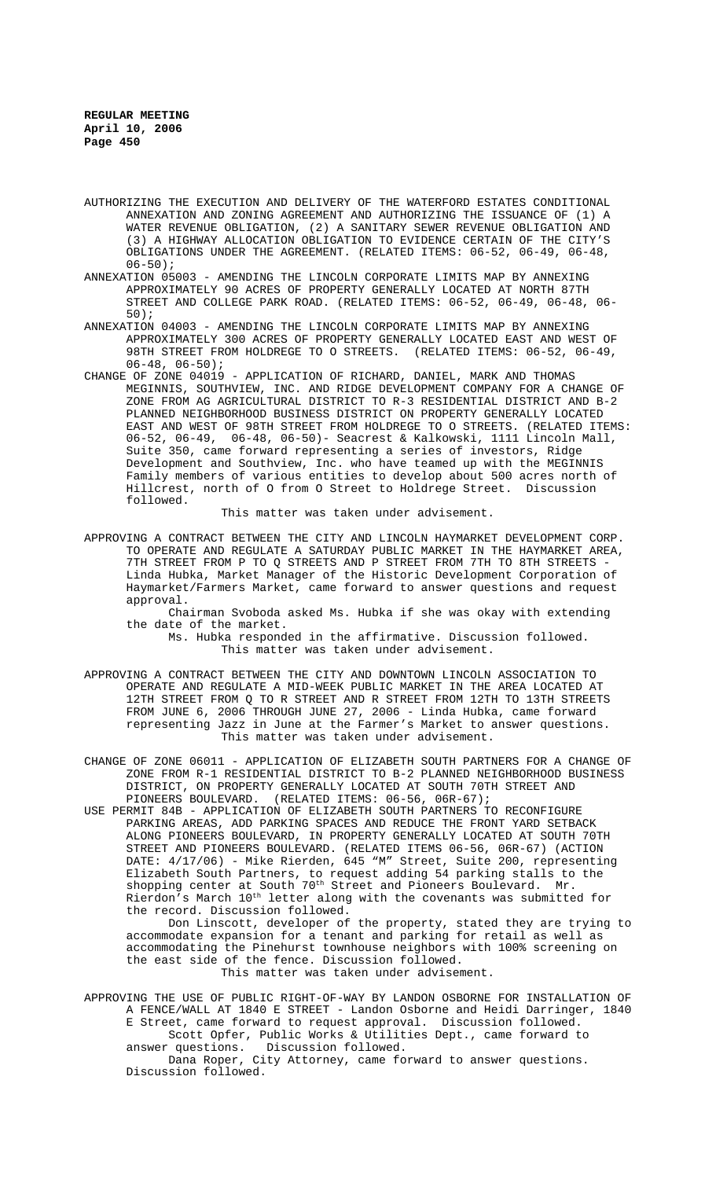AUTHORIZING THE EXECUTION AND DELIVERY OF THE WATERFORD ESTATES CONDITIONAL ANNEXATION AND ZONING AGREEMENT AND AUTHORIZING THE ISSUANCE OF (1) A WATER REVENUE OBLIGATION, (2) A SANITARY SEWER REVENUE OBLIGATION AND (3) A HIGHWAY ALLOCATION OBLIGATION TO EVIDENCE CERTAIN OF THE CITY'S OBLIGATIONS UNDER THE AGREEMENT. (RELATED ITEMS: 06-52, 06-49, 06-48, 06-50);

ANNEXATION 05003 - AMENDING THE LINCOLN CORPORATE LIMITS MAP BY ANNEXING APPROXIMATELY 90 ACRES OF PROPERTY GENERALLY LOCATED AT NORTH 87TH STREET AND COLLEGE PARK ROAD. (RELATED ITEMS: 06-52, 06-49, 06-48, 06-50);

ANNEXATION 04003 - AMENDING THE LINCOLN CORPORATE LIMITS MAP BY ANNEXING APPROXIMATELY 300 ACRES OF PROPERTY GENERALLY LOCATED EAST AND WEST OF 98TH STREET FROM HOLDREGE TO O STREETS. (RELATED ITEMS: 06-52, 06-49, 06-48, 06-50);

CHANGE OF ZONE 04019 - APPLICATION OF RICHARD, DANIEL, MARK AND THOMAS MEGINNIS, SOUTHVIEW, INC. AND RIDGE DEVELOPMENT COMPANY FOR A CHANGE OF ZONE FROM AG AGRICULTURAL DISTRICT TO R-3 RESIDENTIAL DISTRICT AND B-2 PLANNED NEIGHBORHOOD BUSINESS DISTRICT ON PROPERTY GENERALLY LOCATED EAST AND WEST OF 98TH STREET FROM HOLDREGE TO O STREETS. (RELATED ITEMS: 06-52, 06-49, 06-48, 06-50)- Seacrest & Kalkowski, 1111 Lincoln Mall, Suite 350, came forward representing a series of investors, Ridge Development and Southview, Inc. who have teamed up with the MEGINNIS Family members of various entities to develop about 500 acres north of Hillcrest, north of O from O Street to Holdrege Street. Discussion followed.

This matter was taken under advisement.

APPROVING A CONTRACT BETWEEN THE CITY AND LINCOLN HAYMARKET DEVELOPMENT CORP. TO OPERATE AND REGULATE A SATURDAY PUBLIC MARKET IN THE HAYMARKET AREA, 7TH STREET FROM P TO Q STREETS AND P STREET FROM 7TH TO 8TH STREETS - Linda Hubka, Market Manager of the Historic Development Corporation of Haymarket/Farmers Market, came forward to answer questions and request approval.

Chairman Svoboda asked Ms. Hubka if she was okay with extending the date of the market.

Ms. Hubka responded in the affirmative. Discussion followed.

This matter was taken under advisement.

APPROVING A CONTRACT BETWEEN THE CITY AND DOWNTOWN LINCOLN ASSOCIATION TO OPERATE AND REGULATE A MID-WEEK PUBLIC MARKET IN THE AREA LOCATED AT 12TH STREET FROM Q TO R STREET AND R STREET FROM 12TH TO 13TH STREETS FROM JUNE 6, 2006 THROUGH JUNE 27, 2006 - Linda Hubka, came forward representing Jazz in June at the Farmer's Market to answer questions.

This matter was taken under advisement.

CHANGE OF ZONE 06011 - APPLICATION OF ELIZABETH SOUTH PARTNERS FOR A CHANGE OF ZONE FROM R-1 RESIDENTIAL DISTRICT TO B-2 PLANNED NEIGHBORHOOD BUSINESS DISTRICT, ON PROPERTY GENERALLY LOCATED AT SOUTH 70TH STREET AND PIONEERS BOULEVARD. (RELATED ITEMS: 06-56, 06R-67);

USE PERMIT 84B - APPLICATION OF ELIZABETH SOUTH PARTNERS TO RECONFIGURE PARKING AREAS, ADD PARKING SPACES AND REDUCE THE FRONT YARD SETBACK ALONG PIONEERS BOULEVARD, IN PROPERTY GENERALLY LOCATED AT SOUTH 70TH STREET AND PIONEERS BOULEVARD. (RELATED ITEMS 06-56, 06R-67) (ACTION DATE: 4/17/06) - Mike Rierden, 645 "M" Street, Suite 200, representing Elizabeth South Partners, to request adding 54 parking stalls to the shopping center at South 70th Street and Pioneers Boulevard. Mr. Rierdon's March 10th letter along with the covenants was submitted for the record. Discussion followed.

Don Linscott, developer of the property, stated they are trying to accommodate expansion for a tenant and parking for retail as well as accommodating the Pinehurst townhouse neighbors with 100% screening on the east side of the fence. Discussion followed.

This matter was taken under advisement.

APPROVING THE USE OF PUBLIC RIGHT-OF-WAY BY LANDON OSBORNE FOR INSTALLATION OF A FENCE/WALL AT 1840 E STREET - Landon Osborne and Heidi Darringer, 1840 E Street, came forward to request approval. Discussion followed.

Scott Opfer, Public Works & Utilities Dept., came forward to answer questions. Discussion followed.

Dana Roper, City Attorney, came forward to answer questions. Discussion followed.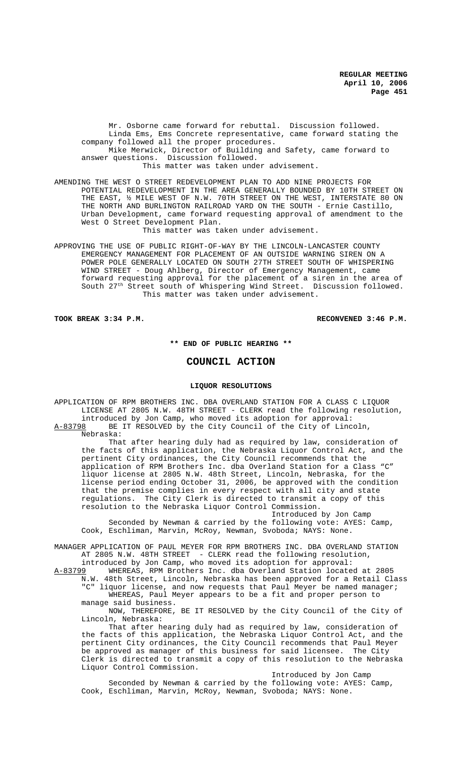Mr. Osborne came forward for rebuttal. Discussion followed.
Linda Ems, Ems Concrete representative, came forward stating the company followed all the proper procedures.
Mike Merwick, Director of Building and Safety, came forward to answer questions. Discussion followed.
This matter was taken under advisement.

AMENDING THE WEST O STREET REDEVELOPMENT PLAN TO ADD NINE PROJECTS FOR POTENTIAL REDEVELOPMENT IN THE AREA GENERALLY BOUNDED BY 10TH STREET ON THE EAST, ½ MILE WEST OF N.W. 70TH STREET ON THE WEST, INTERSTATE 80 ON THE NORTH AND BURLINGTON RAILROAD YARD ON THE SOUTH - Ernie Castillo, Urban Development, came forward requesting approval of amendment to the West O Street Development Plan.
This matter was taken under advisement.

APPROVING THE USE OF PUBLIC RIGHT-OF-WAY BY THE LINCOLN-LANCASTER COUNTY EMERGENCY MANAGEMENT FOR PLACEMENT OF AN OUTSIDE WARNING SIREN ON A POWER POLE GENERALLY LOCATED ON SOUTH 27TH STREET SOUTH OF WHISPERING WIND STREET - Doug Ahlberg, Director of Emergency Management, came forward requesting approval for the placement of a siren in the area of South 27th Street south of Whispering Wind Street. Discussion followed.
This matter was taken under advisement.

**TOOK BREAK 3:34 P.M.** **RECONVENED 3:46 P.M.**

**\*\* END OF PUBLIC HEARING \*\***

## COUNCIL ACTION

### LIQUOR RESOLUTIONS

APPLICATION OF RPM BROTHERS INC. DBA OVERLAND STATION FOR A CLASS C LIQUOR LICENSE AT 2805 N.W. 48TH STREET - CLERK read the following resolution, introduced by Jon Camp, who moved its adoption for approval:

A-83798 BE IT RESOLVED by the City Council of the City of Lincoln, Nebraska:

That after hearing duly had as required by law, consideration of the facts of this application, the Nebraska Liquor Control Act, and the pertinent City ordinances, the City Council recommends that the application of RPM Brothers Inc. dba Overland Station for a Class "C" liquor license at 2805 N.W. 48th Street, Lincoln, Nebraska, for the license period ending October 31, 2006, be approved with the condition that the premise complies in every respect with all city and state regulations. The City Clerk is directed to transmit a copy of this resolution to the Nebraska Liquor Control Commission.

Introduced by Jon Camp

Seconded by Newman & carried by the following vote: AYES: Camp, Cook, Eschliman, Marvin, McRoy, Newman, Svoboda; NAYS: None.

MANAGER APPLICATION OF PAUL MEYER FOR RPM BROTHERS INC. DBA OVERLAND STATION AT 2805 N.W. 48TH STREET - CLERK read the following resolution, introduced by Jon Camp, who moved its adoption for approval:

A-83799 WHEREAS, RPM Brothers Inc. dba Overland Station located at 2805 N.W. 48th Street, Lincoln, Nebraska has been approved for a Retail Class "C" liquor license, and now requests that Paul Meyer be named manager;

WHEREAS, Paul Meyer appears to be a fit and proper person to manage said business.

NOW, THEREFORE, BE IT RESOLVED by the City Council of the City of Lincoln, Nebraska:

That after hearing duly had as required by law, consideration of the facts of this application, the Nebraska Liquor Control Act, and the pertinent City ordinances, the City Council recommends that Paul Meyer be approved as manager of this business for said licensee. The City Clerk is directed to transmit a copy of this resolution to the Nebraska Liquor Control Commission.

Introduced by Jon Camp

Seconded by Newman & carried by the following vote: AYES: Camp, Cook, Eschliman, Marvin, McRoy, Newman, Svoboda; NAYS: None.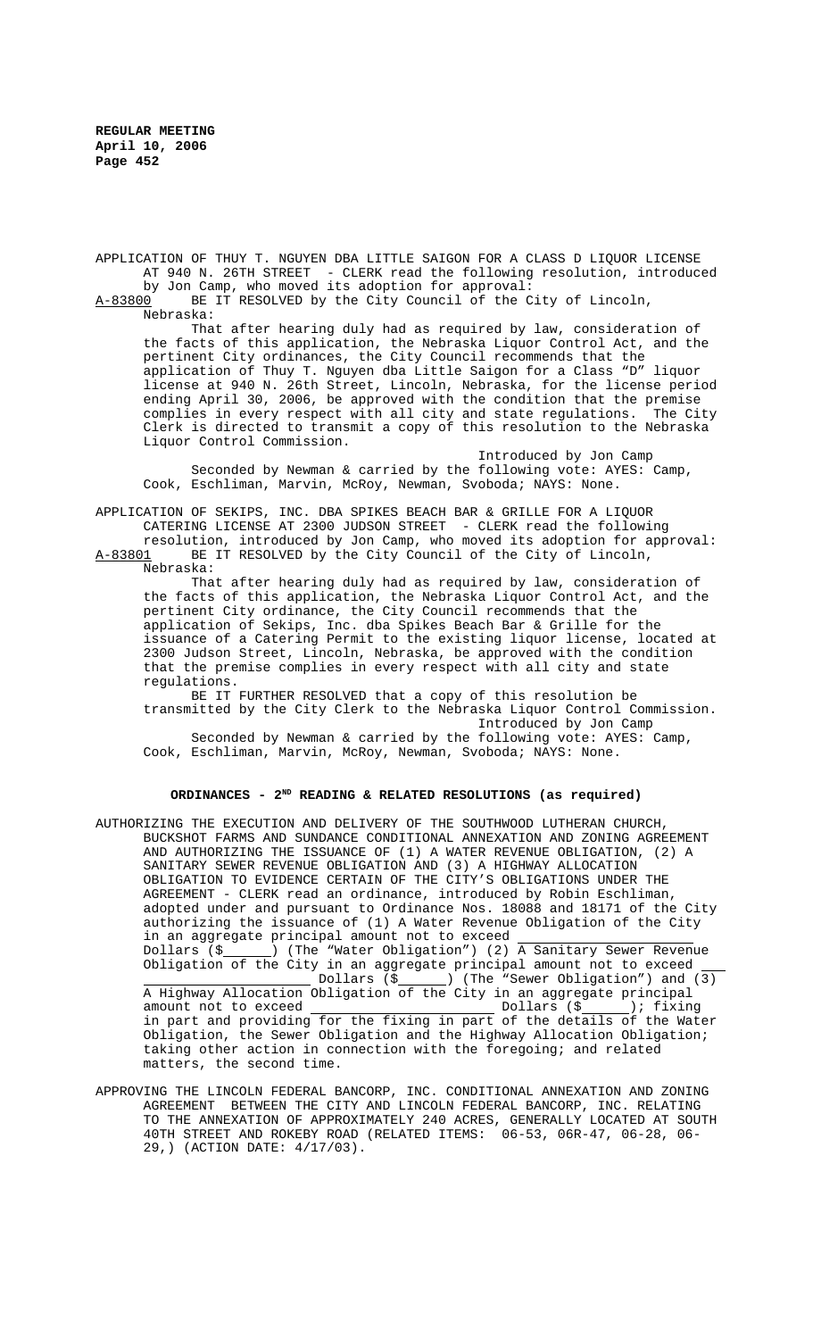APPLICATION OF THUY T. NGUYEN DBA LITTLE SAIGON FOR A CLASS D LIQUOR LICENSE AT 940 N. 26TH STREET - CLERK read the following resolution, introduced by Jon Camp, who moved its adoption for approval:

A-83800 BE IT RESOLVED by the City Council of the City of Lincoln, Nebraska:

That after hearing duly had as required by law, consideration of the facts of this application, the Nebraska Liquor Control Act, and the pertinent City ordinances, the City Council recommends that the application of Thuy T. Nguyen dba Little Saigon for a Class "D" liquor license at 940 N. 26th Street, Lincoln, Nebraska, for the license period ending April 30, 2006, be approved with the condition that the premise complies in every respect with all city and state regulations. The City Clerk is directed to transmit a copy of this resolution to the Nebraska Liquor Control Commission.

Introduced by Jon Camp

Seconded by Newman & carried by the following vote: AYES: Camp, Cook, Eschliman, Marvin, McRoy, Newman, Svoboda; NAYS: None.

APPLICATION OF SEKIPS, INC. DBA SPIKES BEACH BAR & GRILLE FOR A LIQUOR CATERING LICENSE AT 2300 JUDSON STREET - CLERK read the following resolution, introduced by Jon Camp, who moved its adoption for approval:

A-83801 BE IT RESOLVED by the City Council of the City of Lincoln, Nebraska:

That after hearing duly had as required by law, consideration of the facts of this application, the Nebraska Liquor Control Act, and the pertinent City ordinance, the City Council recommends that the application of Sekips, Inc. dba Spikes Beach Bar & Grille for the issuance of a Catering Permit to the existing liquor license, located at 2300 Judson Street, Lincoln, Nebraska, be approved with the condition that the premise complies in every respect with all city and state regulations.

BE IT FURTHER RESOLVED that a copy of this resolution be transmitted by the City Clerk to the Nebraska Liquor Control Commission.

Introduced by Jon Camp

Seconded by Newman & carried by the following vote: AYES: Camp, Cook, Eschliman, Marvin, McRoy, Newman, Svoboda; NAYS: None.

## ORDINANCES - 2ND READING & RELATED RESOLUTIONS (as required)

AUTHORIZING THE EXECUTION AND DELIVERY OF THE SOUTHWOOD LUTHERAN CHURCH, BUCKSHOT FARMS AND SUNDANCE CONDITIONAL ANNEXATION AND ZONING AGREEMENT AND AUTHORIZING THE ISSUANCE OF (1) A WATER REVENUE OBLIGATION, (2) A SANITARY SEWER REVENUE OBLIGATION AND (3) A HIGHWAY ALLOCATION OBLIGATION TO EVIDENCE CERTAIN OF THE CITY'S OBLIGATIONS UNDER THE AGREEMENT - CLERK read an ordinance, introduced by Robin Eschliman, adopted under and pursuant to Ordinance Nos. 18088 and 18171 of the City authorizing the issuance of (1) A Water Revenue Obligation of the City in an aggregate principal amount not to exceed ____________________ Dollars ($______) (The "Water Obligation") (2) A Sanitary Sewer Revenue Obligation of the City in an aggregate principal amount not to exceed ____________________ Dollars ($______) (The "Sewer Obligation") and (3) A Highway Allocation Obligation of the City in an aggregate principal amount not to exceed ____________________ Dollars ($______); fixing in part and providing for the fixing in part of the details of the Water Obligation, the Sewer Obligation and the Highway Allocation Obligation; taking other action in connection with the foregoing; and related matters, the second time.

APPROVING THE LINCOLN FEDERAL BANCORP, INC. CONDITIONAL ANNEXATION AND ZONING AGREEMENT BETWEEN THE CITY AND LINCOLN FEDERAL BANCORP, INC. RELATING TO THE ANNEXATION OF APPROXIMATELY 240 ACRES, GENERALLY LOCATED AT SOUTH 40TH STREET AND ROKEBY ROAD (RELATED ITEMS: 06-53, 06R-47, 06-28, 06-29,) (ACTION DATE: 4/17/03).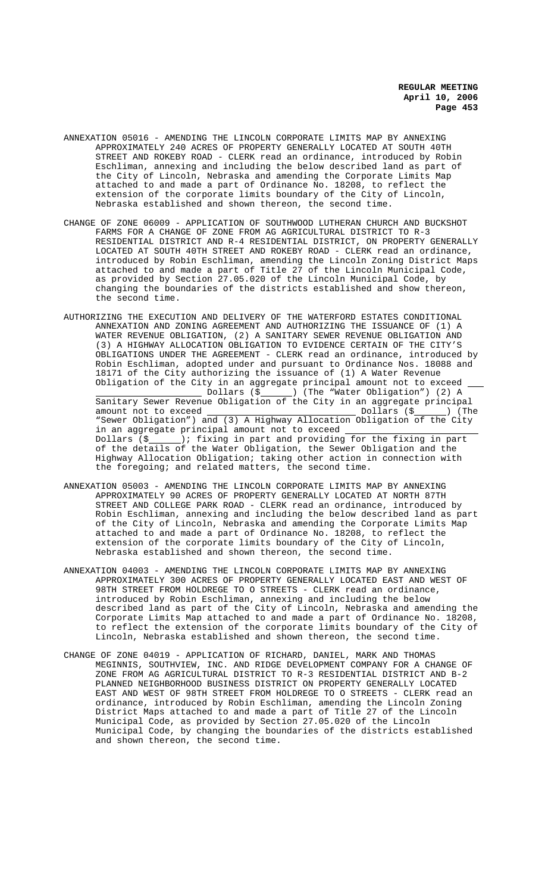ANNEXATION 05016 - AMENDING THE LINCOLN CORPORATE LIMITS MAP BY ANNEXING APPROXIMATELY 240 ACRES OF PROPERTY GENERALLY LOCATED AT SOUTH 40TH STREET AND ROKEBY ROAD - CLERK read an ordinance, introduced by Robin Eschliman, annexing and including the below described land as part of the City of Lincoln, Nebraska and amending the Corporate Limits Map attached to and made a part of Ordinance No. 18208, to reflect the extension of the corporate limits boundary of the City of Lincoln, Nebraska established and shown thereon, the second time.

CHANGE OF ZONE 06009 - APPLICATION OF SOUTHWOOD LUTHERAN CHURCH AND BUCKSHOT FARMS FOR A CHANGE OF ZONE FROM AG AGRICULTURAL DISTRICT TO R-3 RESIDENTIAL DISTRICT AND R-4 RESIDENTIAL DISTRICT, ON PROPERTY GENERALLY LOCATED AT SOUTH 40TH STREET AND ROKEBY ROAD - CLERK read an ordinance, introduced by Robin Eschliman, amending the Lincoln Zoning District Maps attached to and made a part of Title 27 of the Lincoln Municipal Code, as provided by Section 27.05.020 of the Lincoln Municipal Code, by changing the boundaries of the districts established and show thereon, the second time.

AUTHORIZING THE EXECUTION AND DELIVERY OF THE WATERFORD ESTATES CONDITIONAL ANNEXATION AND ZONING AGREEMENT AND AUTHORIZING THE ISSUANCE OF (1) A WATER REVENUE OBLIGATION, (2) A SANITARY SEWER REVENUE OBLIGATION AND (3) A HIGHWAY ALLOCATION OBLIGATION TO EVIDENCE CERTAIN OF THE CITY'S OBLIGATIONS UNDER THE AGREEMENT - CLERK read an ordinance, introduced by Robin Eschliman, adopted under and pursuant to Ordinance Nos. 18088 and 18171 of the City authorizing the issuance of (1) A Water Revenue Obligation of the City in an aggregate principal amount not to exceed ____________________ Dollars ($______) (The "Water Obligation") (2) A Sanitary Sewer Revenue Obligation of the City in an aggregate principal amount not to exceed ____________________ Dollars ($______) (The "Sewer Obligation") and (3) A Highway Allocation Obligation of the City in an aggregate principal amount not to exceed ____________________ Dollars ($______); fixing in part and providing for the fixing in part of the details of the Water Obligation, the Sewer Obligation and the Highway Allocation Obligation; taking other action in connection with the foregoing; and related matters, the second time.

ANNEXATION 05003 - AMENDING THE LINCOLN CORPORATE LIMITS MAP BY ANNEXING APPROXIMATELY 90 ACRES OF PROPERTY GENERALLY LOCATED AT NORTH 87TH STREET AND COLLEGE PARK ROAD - CLERK read an ordinance, introduced by Robin Eschliman, annexing and including the below described land as part of the City of Lincoln, Nebraska and amending the Corporate Limits Map attached to and made a part of Ordinance No. 18208, to reflect the extension of the corporate limits boundary of the City of Lincoln, Nebraska established and shown thereon, the second time.

ANNEXATION 04003 - AMENDING THE LINCOLN CORPORATE LIMITS MAP BY ANNEXING APPROXIMATELY 300 ACRES OF PROPERTY GENERALLY LOCATED EAST AND WEST OF 98TH STREET FROM HOLDREGE TO O STREETS - CLERK read an ordinance, introduced by Robin Eschliman, annexing and including the below described land as part of the City of Lincoln, Nebraska and amending the Corporate Limits Map attached to and made a part of Ordinance No. 18208, to reflect the extension of the corporate limits boundary of the City of Lincoln, Nebraska established and shown thereon, the second time.

CHANGE OF ZONE 04019 - APPLICATION OF RICHARD, DANIEL, MARK AND THOMAS MEGINNIS, SOUTHVIEW, INC. AND RIDGE DEVELOPMENT COMPANY FOR A CHANGE OF ZONE FROM AG AGRICULTURAL DISTRICT TO R-3 RESIDENTIAL DISTRICT AND B-2 PLANNED NEIGHBORHOOD BUSINESS DISTRICT ON PROPERTY GENERALLY LOCATED EAST AND WEST OF 98TH STREET FROM HOLDREGE TO O STREETS - CLERK read an ordinance, introduced by Robin Eschliman, amending the Lincoln Zoning District Maps attached to and made a part of Title 27 of the Lincoln Municipal Code, as provided by Section 27.05.020 of the Lincoln Municipal Code, by changing the boundaries of the districts established and shown thereon, the second time.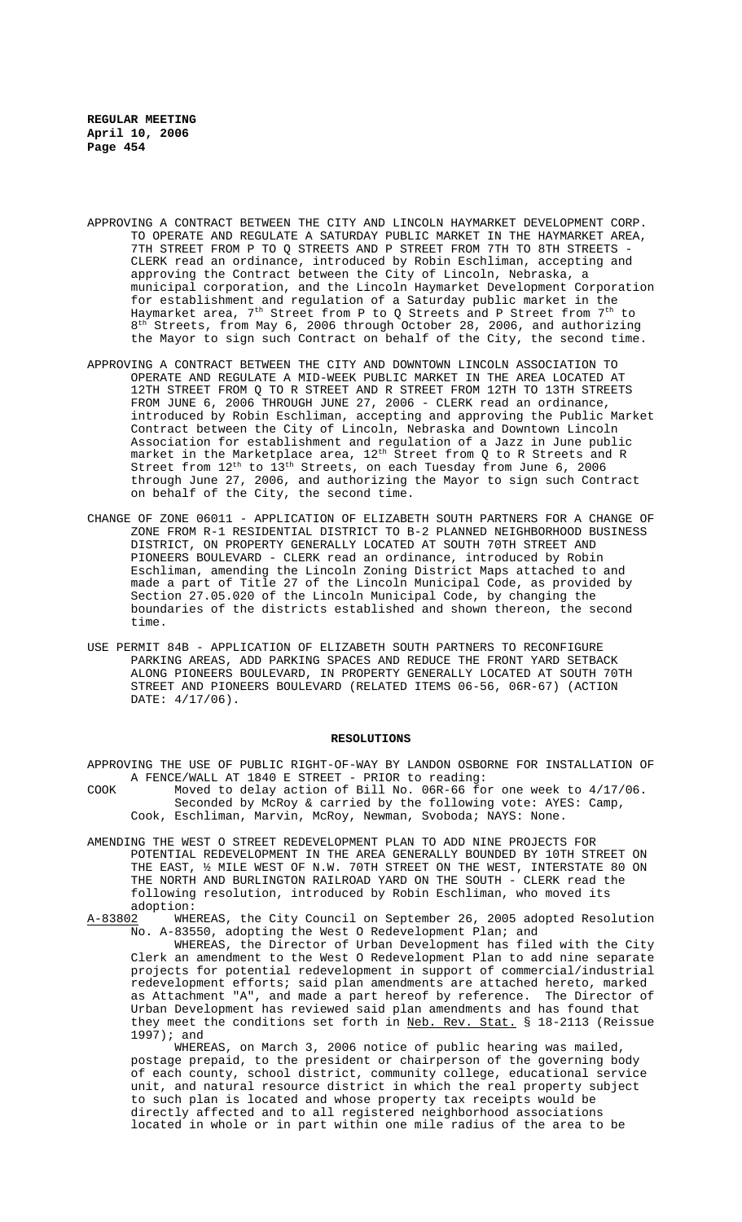APPROVING A CONTRACT BETWEEN THE CITY AND LINCOLN HAYMARKET DEVELOPMENT CORP. TO OPERATE AND REGULATE A SATURDAY PUBLIC MARKET IN THE HAYMARKET AREA, 7TH STREET FROM P TO Q STREETS AND P STREET FROM 7TH TO 8TH STREETS - CLERK read an ordinance, introduced by Robin Eschliman, accepting and approving the Contract between the City of Lincoln, Nebraska, a municipal corporation, and the Lincoln Haymarket Development Corporation for establishment and regulation of a Saturday public market in the Haymarket area, 7th Street from P to Q Streets and P Street from 7th to 8th Streets, from May 6, 2006 through October 28, 2006, and authorizing the Mayor to sign such Contract on behalf of the City, the second time.

APPROVING A CONTRACT BETWEEN THE CITY AND DOWNTOWN LINCOLN ASSOCIATION TO OPERATE AND REGULATE A MID-WEEK PUBLIC MARKET IN THE AREA LOCATED AT 12TH STREET FROM Q TO R STREET AND R STREET FROM 12TH TO 13TH STREETS FROM JUNE 6, 2006 THROUGH JUNE 27, 2006 - CLERK read an ordinance, introduced by Robin Eschliman, accepting and approving the Public Market Contract between the City of Lincoln, Nebraska and Downtown Lincoln Association for establishment and regulation of a Jazz in June public market in the Marketplace area, 12th Street from Q to R Streets and R Street from 12th to 13th Streets, on each Tuesday from June 6, 2006 through June 27, 2006, and authorizing the Mayor to sign such Contract on behalf of the City, the second time.

CHANGE OF ZONE 06011 - APPLICATION OF ELIZABETH SOUTH PARTNERS FOR A CHANGE OF ZONE FROM R-1 RESIDENTIAL DISTRICT TO B-2 PLANNED NEIGHBORHOOD BUSINESS DISTRICT, ON PROPERTY GENERALLY LOCATED AT SOUTH 70TH STREET AND PIONEERS BOULEVARD - CLERK read an ordinance, introduced by Robin Eschliman, amending the Lincoln Zoning District Maps attached to and made a part of Title 27 of the Lincoln Municipal Code, as provided by Section 27.05.020 of the Lincoln Municipal Code, by changing the boundaries of the districts established and shown thereon, the second time.

USE PERMIT 84B - APPLICATION OF ELIZABETH SOUTH PARTNERS TO RECONFIGURE PARKING AREAS, ADD PARKING SPACES AND REDUCE THE FRONT YARD SETBACK ALONG PIONEERS BOULEVARD, IN PROPERTY GENERALLY LOCATED AT SOUTH 70TH STREET AND PIONEERS BOULEVARD (RELATED ITEMS 06-56, 06R-67) (ACTION DATE: 4/17/06).

## RESOLUTIONS

APPROVING THE USE OF PUBLIC RIGHT-OF-WAY BY LANDON OSBORNE FOR INSTALLATION OF A FENCE/WALL AT 1840 E STREET - PRIOR to reading:

COOK Moved to delay action of Bill No. 06R-66 for one week to 4/17/06. Seconded by McRoy & carried by the following vote: AYES: Camp, Cook, Eschliman, Marvin, McRoy, Newman, Svoboda; NAYS: None.

AMENDING THE WEST O STREET REDEVELOPMENT PLAN TO ADD NINE PROJECTS FOR POTENTIAL REDEVELOPMENT IN THE AREA GENERALLY BOUNDED BY 10TH STREET ON THE EAST, ½ MILE WEST OF N.W. 70TH STREET ON THE WEST, INTERSTATE 80 ON THE NORTH AND BURLINGTON RAILROAD YARD ON THE SOUTH - CLERK read the following resolution, introduced by Robin Eschliman, who moved its adoption:

A-83802 WHEREAS, the City Council on September 26, 2005 adopted Resolution No. A-83550, adopting the West O Redevelopment Plan; and

WHEREAS, the Director of Urban Development has filed with the City Clerk an amendment to the West O Redevelopment Plan to add nine separate projects for potential redevelopment in support of commercial/industrial redevelopment efforts; said plan amendments are attached hereto, marked as Attachment "A", and made a part hereof by reference. The Director of Urban Development has reviewed said plan amendments and has found that they meet the conditions set forth in Neb. Rev. Stat. § 18-2113 (Reissue 1997); and

WHEREAS, on March 3, 2006 notice of public hearing was mailed, postage prepaid, to the president or chairperson of the governing body of each county, school district, community college, educational service unit, and natural resource district in which the real property subject to such plan is located and whose property tax receipts would be directly affected and to all registered neighborhood associations located in whole or in part within one mile radius of the area to be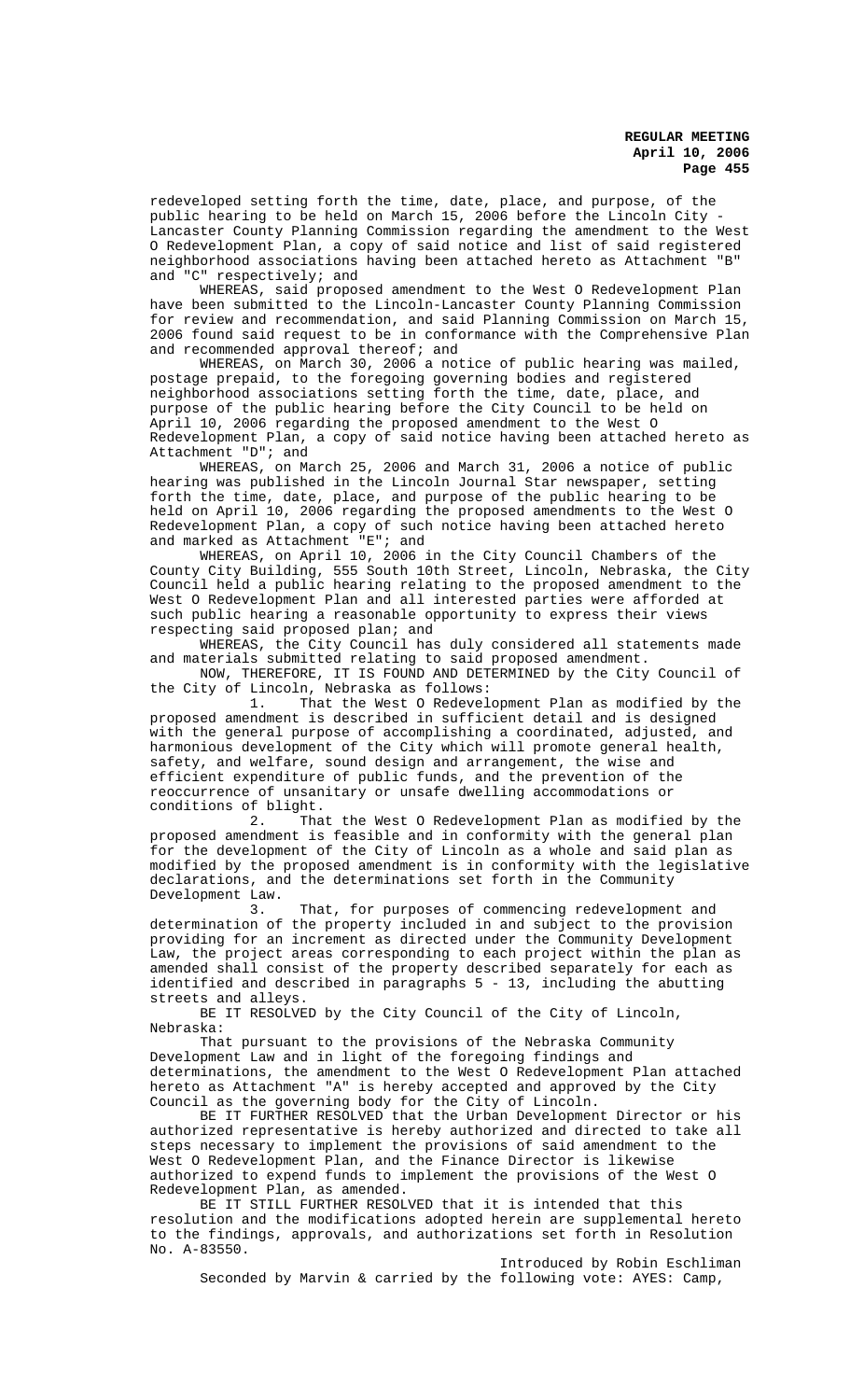redeveloped setting forth the time, date, place, and purpose, of the public hearing to be held on March 15, 2006 before the Lincoln City - Lancaster County Planning Commission regarding the amendment to the West O Redevelopment Plan, a copy of said notice and list of said registered neighborhood associations having been attached hereto as Attachment "B" and "C" respectively; and

WHEREAS, said proposed amendment to the West O Redevelopment Plan have been submitted to the Lincoln-Lancaster County Planning Commission for review and recommendation, and said Planning Commission on March 15, 2006 found said request to be in conformance with the Comprehensive Plan and recommended approval thereof; and

WHEREAS, on March 30, 2006 a notice of public hearing was mailed, postage prepaid, to the foregoing governing bodies and registered neighborhood associations setting forth the time, date, place, and purpose of the public hearing before the City Council to be held on April 10, 2006 regarding the proposed amendment to the West O Redevelopment Plan, a copy of said notice having been attached hereto as Attachment "D"; and

WHEREAS, on March 25, 2006 and March 31, 2006 a notice of public hearing was published in the Lincoln Journal Star newspaper, setting forth the time, date, place, and purpose of the public hearing to be held on April 10, 2006 regarding the proposed amendments to the West O Redevelopment Plan, a copy of such notice having been attached hereto and marked as Attachment "E"; and

WHEREAS, on April 10, 2006 in the City Council Chambers of the County City Building, 555 South 10th Street, Lincoln, Nebraska, the City Council held a public hearing relating to the proposed amendment to the West O Redevelopment Plan and all interested parties were afforded at such public hearing a reasonable opportunity to express their views respecting said proposed plan; and

WHEREAS, the City Council has duly considered all statements made and materials submitted relating to said proposed amendment.

NOW, THEREFORE, IT IS FOUND AND DETERMINED by the City Council of the City of Lincoln, Nebraska as follows:

1. That the West O Redevelopment Plan as modified by the proposed amendment is described in sufficient detail and is designed with the general purpose of accomplishing a coordinated, adjusted, and harmonious development of the City which will promote general health, safety, and welfare, sound design and arrangement, the wise and efficient expenditure of public funds, and the prevention of the reoccurrence of unsanitary or unsafe dwelling accommodations or conditions of blight.

2. That the West O Redevelopment Plan as modified by the proposed amendment is feasible and in conformity with the general plan for the development of the City of Lincoln as a whole and said plan as modified by the proposed amendment is in conformity with the legislative declarations, and the determinations set forth in the Community Development Law.

3. That, for purposes of commencing redevelopment and determination of the property included in and subject to the provision providing for an increment as directed under the Community Development Law, the project areas corresponding to each project within the plan as amended shall consist of the property described separately for each as identified and described in paragraphs 5 - 13, including the abutting streets and alleys.

BE IT RESOLVED by the City Council of the City of Lincoln, Nebraska:

That pursuant to the provisions of the Nebraska Community Development Law and in light of the foregoing findings and determinations, the amendment to the West O Redevelopment Plan attached hereto as Attachment "A" is hereby accepted and approved by the City Council as the governing body for the City of Lincoln.

BE IT FURTHER RESOLVED that the Urban Development Director or his authorized representative is hereby authorized and directed to take all steps necessary to implement the provisions of said amendment to the West O Redevelopment Plan, and the Finance Director is likewise authorized to expend funds to implement the provisions of the West O Redevelopment Plan, as amended.

BE IT STILL FURTHER RESOLVED that it is intended that this resolution and the modifications adopted herein are supplemental hereto to the findings, approvals, and authorizations set forth in Resolution No. A-83550.

Introduced by Robin Eschliman

Seconded by Marvin & carried by the following vote: AYES: Camp,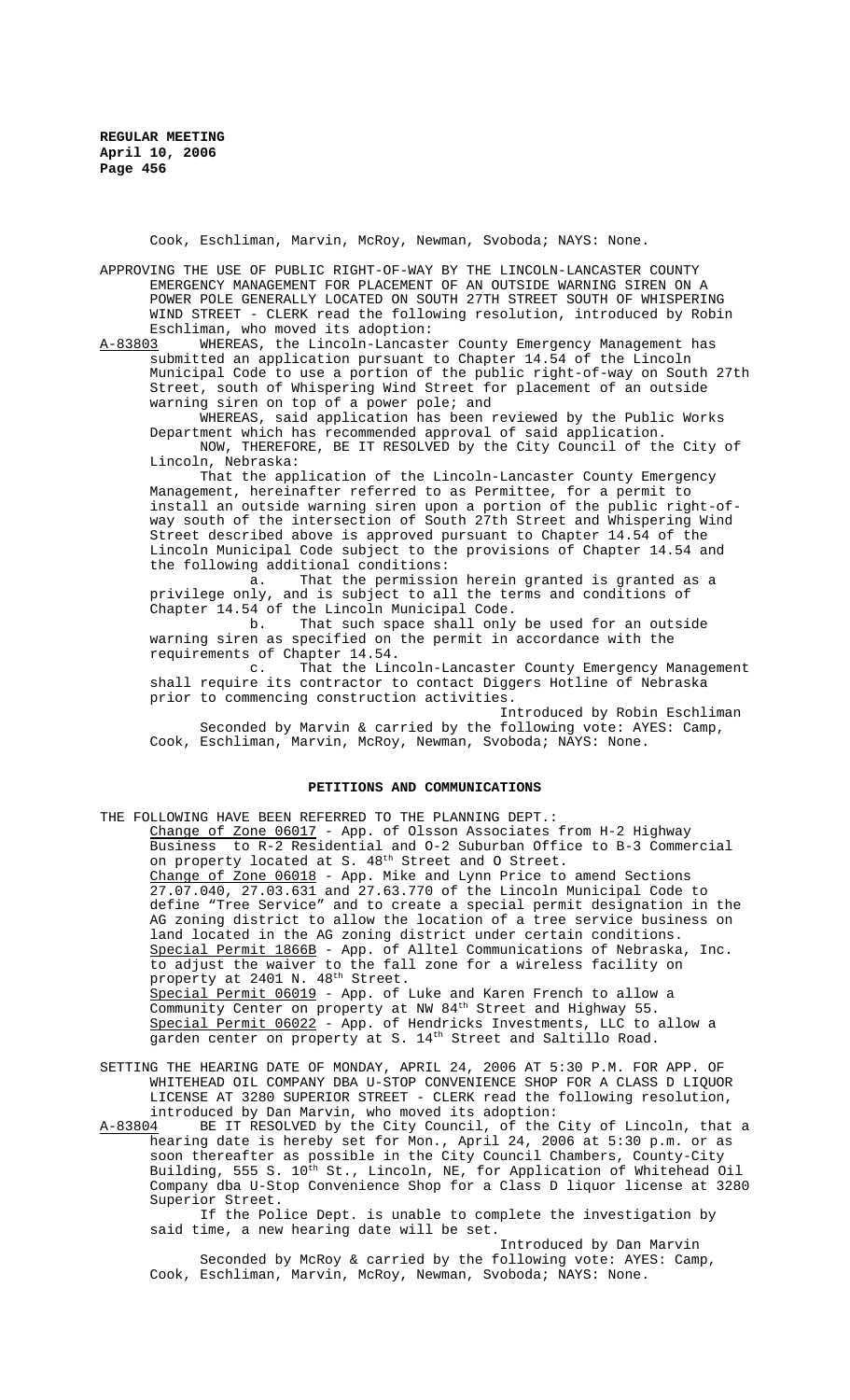Cook, Eschliman, Marvin, McRoy, Newman, Svoboda; NAYS: None.

APPROVING THE USE OF PUBLIC RIGHT-OF-WAY BY THE LINCOLN-LANCASTER COUNTY EMERGENCY MANAGEMENT FOR PLACEMENT OF AN OUTSIDE WARNING SIREN ON A POWER POLE GENERALLY LOCATED ON SOUTH 27TH STREET SOUTH OF WHISPERING WIND STREET - CLERK read the following resolution, introduced by Robin Eschliman, who moved its adoption:

A-83803 WHEREAS, the Lincoln-Lancaster County Emergency Management has submitted an application pursuant to Chapter 14.54 of the Lincoln Municipal Code to use a portion of the public right-of-way on South 27th Street, south of Whispering Wind Street for placement of an outside warning siren on top of a power pole; and

WHEREAS, said application has been reviewed by the Public Works Department which has recommended approval of said application.

NOW, THEREFORE, BE IT RESOLVED by the City Council of the City of Lincoln, Nebraska:

That the application of the Lincoln-Lancaster County Emergency Management, hereinafter referred to as Permittee, for a permit to install an outside warning siren upon a portion of the public right-of-way south of the intersection of South 27th Street and Whispering Wind Street described above is approved pursuant to Chapter 14.54 of the Lincoln Municipal Code subject to the provisions of Chapter 14.54 and the following additional conditions:

a. That the permission herein granted is granted as a privilege only, and is subject to all the terms and conditions of Chapter 14.54 of the Lincoln Municipal Code.

b. That such space shall only be used for an outside warning siren as specified on the permit in accordance with the requirements of Chapter 14.54.

c. That the Lincoln-Lancaster County Emergency Management shall require its contractor to contact Diggers Hotline of Nebraska prior to commencing construction activities.

Introduced by Robin Eschliman

Seconded by Marvin & carried by the following vote: AYES: Camp, Cook, Eschliman, Marvin, McRoy, Newman, Svoboda; NAYS: None.

## PETITIONS AND COMMUNICATIONS

THE FOLLOWING HAVE BEEN REFERRED TO THE PLANNING DEPT.:

Change of Zone 06017 - App. of Olsson Associates from H-2 Highway Business to R-2 Residential and O-2 Suburban Office to B-3 Commercial on property located at S. 48th Street and O Street.

Change of Zone 06018 - App. Mike and Lynn Price to amend Sections 27.07.040, 27.03.631 and 27.63.770 of the Lincoln Municipal Code to define "Tree Service" and to create a special permit designation in the AG zoning district to allow the location of a tree service business on land located in the AG zoning district under certain conditions.

Special Permit 1866B - App. of Alltel Communications of Nebraska, Inc. to adjust the waiver to the fall zone for a wireless facility on property at 2401 N. 48th Street.

Special Permit 06019 - App. of Luke and Karen French to allow a Community Center on property at NW 84th Street and Highway 55.

Special Permit 06022 - App. of Hendricks Investments, LLC to allow a garden center on property at S. 14th Street and Saltillo Road.

SETTING THE HEARING DATE OF MONDAY, APRIL 24, 2006 AT 5:30 P.M. FOR APP. OF WHITEHEAD OIL COMPANY DBA U-STOP CONVENIENCE SHOP FOR A CLASS D LIQUOR LICENSE AT 3280 SUPERIOR STREET - CLERK read the following resolution, introduced by Dan Marvin, who moved its adoption:

A-83804 BE IT RESOLVED by the City Council, of the City of Lincoln, that a hearing date is hereby set for Mon., April 24, 2006 at 5:30 p.m. or as soon thereafter as possible in the City Council Chambers, County-City Building, 555 S. 10th St., Lincoln, NE, for Application of Whitehead Oil Company dba U-Stop Convenience Shop for a Class D liquor license at 3280 Superior Street.

If the Police Dept. is unable to complete the investigation by said time, a new hearing date will be set.

Introduced by Dan Marvin

Seconded by McRoy & carried by the following vote: AYES: Camp, Cook, Eschliman, Marvin, McRoy, Newman, Svoboda; NAYS: None.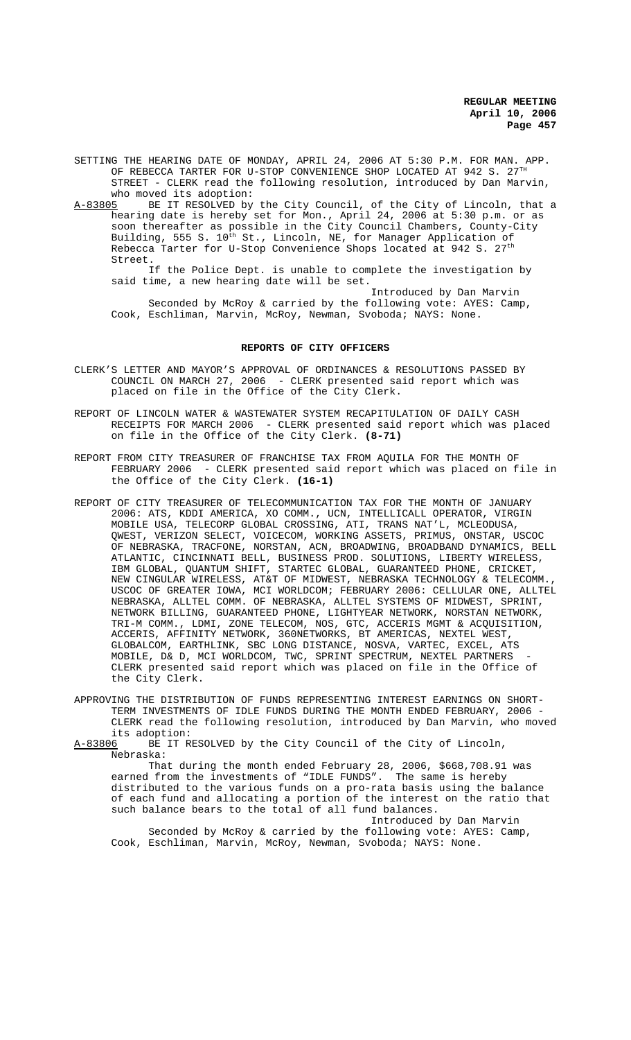SETTING THE HEARING DATE OF MONDAY, APRIL 24, 2006 AT 5:30 P.M. FOR MAN. APP. OF REBECCA TARTER FOR U-STOP CONVENIENCE SHOP LOCATED AT 942 S. 27TH STREET - CLERK read the following resolution, introduced by Dan Marvin, who moved its adoption:

A-83805 BE IT RESOLVED by the City Council, of the City of Lincoln, that a hearing date is hereby set for Mon., April 24, 2006 at 5:30 p.m. or as soon thereafter as possible in the City Council Chambers, County-City Building, 555 S. 10th St., Lincoln, NE, for Manager Application of Rebecca Tarter for U-Stop Convenience Shops located at 942 S. 27th Street.

If the Police Dept. is unable to complete the investigation by said time, a new hearing date will be set.

Introduced by Dan Marvin

Seconded by McRoy & carried by the following vote: AYES: Camp, Cook, Eschliman, Marvin, McRoy, Newman, Svoboda; NAYS: None.

## REPORTS OF CITY OFFICERS

CLERK'S LETTER AND MAYOR'S APPROVAL OF ORDINANCES & RESOLUTIONS PASSED BY COUNCIL ON MARCH 27, 2006 - CLERK presented said report which was placed on file in the Office of the City Clerk.

REPORT OF LINCOLN WATER & WASTEWATER SYSTEM RECAPITULATION OF DAILY CASH RECEIPTS FOR MARCH 2006 - CLERK presented said report which was placed on file in the Office of the City Clerk. **(8-71)**

REPORT FROM CITY TREASURER OF FRANCHISE TAX FROM AQUILA FOR THE MONTH OF FEBRUARY 2006 - CLERK presented said report which was placed on file in the Office of the City Clerk. **(16-1)**

REPORT OF CITY TREASURER OF TELECOMMUNICATION TAX FOR THE MONTH OF JANUARY 2006: ATS, KDDI AMERICA, XO COMM., UCN, INTELLICALL OPERATOR, VIRGIN MOBILE USA, TELECORP GLOBAL CROSSING, ATI, TRANS NAT'L, MCLEODUSA, QWEST, VERIZON SELECT, VOICECOM, WORKING ASSETS, PRIMUS, ONSTAR, USCOC OF NEBRASKA, TRACFONE, NORSTAN, ACN, BROADWING, BROADBAND DYNAMICS, BELL ATLANTIC, CINCINNATI BELL, BUSINESS PROD. SOLUTIONS, LIBERTY WIRELESS, IBM GLOBAL, QUANTUM SHIFT, STARTEC GLOBAL, GUARANTEED PHONE, CRICKET, NEW CINGULAR WIRELESS, AT&T OF MIDWEST, NEBRASKA TECHNOLOGY & TELECOMM., USCOC OF GREATER IOWA, MCI WORLDCOM; FEBRUARY 2006: CELLULAR ONE, ALLTEL NEBRASKA, ALLTEL COMM. OF NEBRASKA, ALLTEL SYSTEMS OF MIDWEST, SPRINT, NETWORK BILLING, GUARANTEED PHONE, LIGHTYEAR NETWORK, NORSTAN NETWORK, TRI-M COMM., LDMI, ZONE TELECOM, NOS, GTC, ACCERIS MGMT & ACQUISITION, ACCERIS, AFFINITY NETWORK, 360NETWORKS, BT AMERICAS, NEXTEL WEST, GLOBALCOM, EARTHLINK, SBC LONG DISTANCE, NOSVA, VARTEC, EXCEL, ATS MOBILE, D& D, MCI WORLDCOM, TWC, SPRINT SPECTRUM, NEXTEL PARTNERS - CLERK presented said report which was placed on file in the Office of the City Clerk.

APPROVING THE DISTRIBUTION OF FUNDS REPRESENTING INTEREST EARNINGS ON SHORT-TERM INVESTMENTS OF IDLE FUNDS DURING THE MONTH ENDED FEBRUARY, 2006 - CLERK read the following resolution, introduced by Dan Marvin, who moved its adoption:

A-83806 BE IT RESOLVED by the City Council of the City of Lincoln, Nebraska:

That during the month ended February 28, 2006, $668,708.91 was earned from the investments of "IDLE FUNDS". The same is hereby distributed to the various funds on a pro-rata basis using the balance of each fund and allocating a portion of the interest on the ratio that such balance bears to the total of all fund balances.

Introduced by Dan Marvin

Seconded by McRoy & carried by the following vote: AYES: Camp, Cook, Eschliman, Marvin, McRoy, Newman, Svoboda; NAYS: None.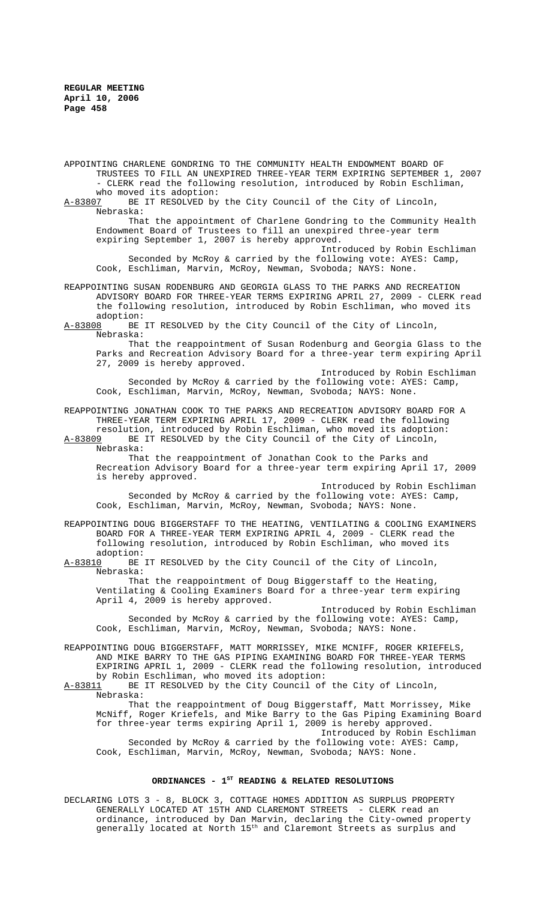APPOINTING CHARLENE GONDRING TO THE COMMUNITY HEALTH ENDOWMENT BOARD OF TRUSTEES TO FILL AN UNEXPIRED THREE-YEAR TERM EXPIRING SEPTEMBER 1, 2007 - CLERK read the following resolution, introduced by Robin Eschliman, who moved its adoption:

A-83807 BE IT RESOLVED by the City Council of the City of Lincoln, Nebraska:

That the appointment of Charlene Gondring to the Community Health Endowment Board of Trustees to fill an unexpired three-year term expiring September 1, 2007 is hereby approved.

Introduced by Robin Eschliman

Seconded by McRoy & carried by the following vote: AYES: Camp, Cook, Eschliman, Marvin, McRoy, Newman, Svoboda; NAYS: None.

REAPPOINTING SUSAN RODENBURG AND GEORGIA GLASS TO THE PARKS AND RECREATION ADVISORY BOARD FOR THREE-YEAR TERMS EXPIRING APRIL 27, 2009 - CLERK read the following resolution, introduced by Robin Eschliman, who moved its adoption:

A-83808 BE IT RESOLVED by the City Council of the City of Lincoln, Nebraska:

That the reappointment of Susan Rodenburg and Georgia Glass to the Parks and Recreation Advisory Board for a three-year term expiring April 27, 2009 is hereby approved.

Introduced by Robin Eschliman

Seconded by McRoy & carried by the following vote: AYES: Camp, Cook, Eschliman, Marvin, McRoy, Newman, Svoboda; NAYS: None.

REAPPOINTING JONATHAN COOK TO THE PARKS AND RECREATION ADVISORY BOARD FOR A THREE-YEAR TERM EXPIRING APRIL 17, 2009 - CLERK read the following resolution, introduced by Robin Eschliman, who moved its adoption:

A-83809 BE IT RESOLVED by the City Council of the City of Lincoln, Nebraska:

That the reappointment of Jonathan Cook to the Parks and Recreation Advisory Board for a three-year term expiring April 17, 2009 is hereby approved.

Introduced by Robin Eschliman

Seconded by McRoy & carried by the following vote: AYES: Camp, Cook, Eschliman, Marvin, McRoy, Newman, Svoboda; NAYS: None.

REAPPOINTING DOUG BIGGERSTAFF TO THE HEATING, VENTILATING & COOLING EXAMINERS BOARD FOR A THREE-YEAR TERM EXPIRING APRIL 4, 2009 - CLERK read the following resolution, introduced by Robin Eschliman, who moved its adoption:

A-83810 BE IT RESOLVED by the City Council of the City of Lincoln, Nebraska:

That the reappointment of Doug Biggerstaff to the Heating, Ventilating & Cooling Examiners Board for a three-year term expiring April 4, 2009 is hereby approved.

Introduced by Robin Eschliman

Seconded by McRoy & carried by the following vote: AYES: Camp, Cook, Eschliman, Marvin, McRoy, Newman, Svoboda; NAYS: None.

REAPPOINTING DOUG BIGGERSTAFF, MATT MORRISSEY, MIKE MCNIFF, ROGER KRIEFELS, AND MIKE BARRY TO THE GAS PIPING EXAMINING BOARD FOR THREE-YEAR TERMS EXPIRING APRIL 1, 2009 - CLERK read the following resolution, introduced by Robin Eschliman, who moved its adoption:

A-83811 BE IT RESOLVED by the City Council of the City of Lincoln, Nebraska:

That the reappointment of Doug Biggerstaff, Matt Morrissey, Mike McNiff, Roger Kriefels, and Mike Barry to the Gas Piping Examining Board for three-year terms expiring April 1, 2009 is hereby approved.

Introduced by Robin Eschliman

Seconded by McRoy & carried by the following vote: AYES: Camp, Cook, Eschliman, Marvin, McRoy, Newman, Svoboda; NAYS: None.

## ORDINANCES - 1ST READING & RELATED RESOLUTIONS

DECLARING LOTS 3 - 8, BLOCK 3, COTTAGE HOMES ADDITION AS SURPLUS PROPERTY GENERALLY LOCATED AT 15TH AND CLAREMONT STREETS - CLERK read an ordinance, introduced by Dan Marvin, declaring the City-owned property generally located at North 15th and Claremont Streets as surplus and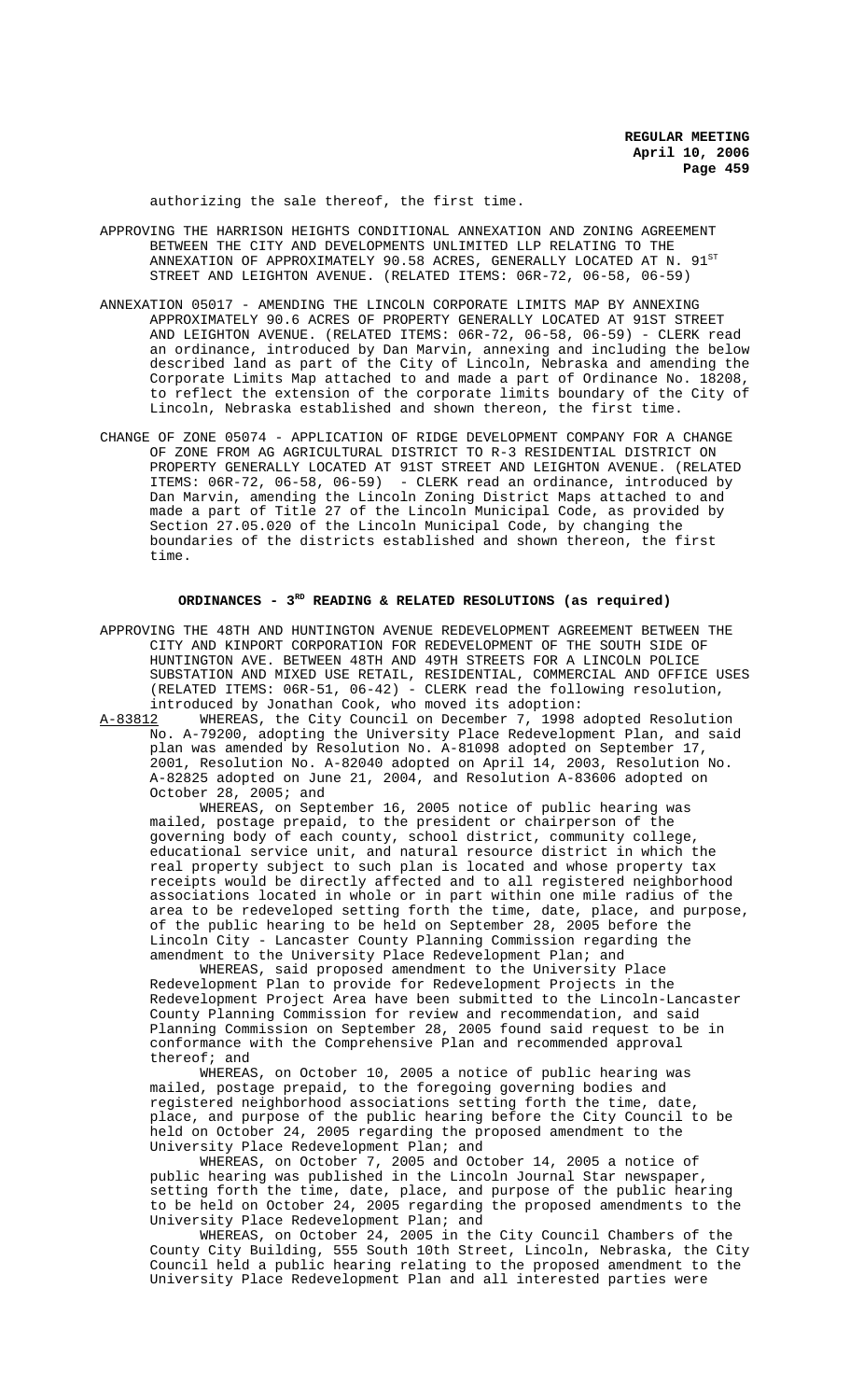authorizing the sale thereof, the first time.

APPROVING THE HARRISON HEIGHTS CONDITIONAL ANNEXATION AND ZONING AGREEMENT BETWEEN THE CITY AND DEVELOPMENTS UNLIMITED LLP RELATING TO THE ANNEXATION OF APPROXIMATELY 90.58 ACRES, GENERALLY LOCATED AT N. 91ST STREET AND LEIGHTON AVENUE. (RELATED ITEMS: 06R-72, 06-58, 06-59)

ANNEXATION 05017 - AMENDING THE LINCOLN CORPORATE LIMITS MAP BY ANNEXING APPROXIMATELY 90.6 ACRES OF PROPERTY GENERALLY LOCATED AT 91ST STREET AND LEIGHTON AVENUE. (RELATED ITEMS: 06R-72, 06-58, 06-59) - CLERK read an ordinance, introduced by Dan Marvin, annexing and including the below described land as part of the City of Lincoln, Nebraska and amending the Corporate Limits Map attached to and made a part of Ordinance No. 18208, to reflect the extension of the corporate limits boundary of the City of Lincoln, Nebraska established and shown thereon, the first time.

CHANGE OF ZONE 05074 - APPLICATION OF RIDGE DEVELOPMENT COMPANY FOR A CHANGE OF ZONE FROM AG AGRICULTURAL DISTRICT TO R-3 RESIDENTIAL DISTRICT ON PROPERTY GENERALLY LOCATED AT 91ST STREET AND LEIGHTON AVENUE. (RELATED ITEMS: 06R-72, 06-58, 06-59) - CLERK read an ordinance, introduced by Dan Marvin, amending the Lincoln Zoning District Maps attached to and made a part of Title 27 of the Lincoln Municipal Code, as provided by Section 27.05.020 of the Lincoln Municipal Code, by changing the boundaries of the districts established and shown thereon, the first time.

## ORDINANCES - 3RD READING & RELATED RESOLUTIONS (as required)

APPROVING THE 48TH AND HUNTINGTON AVENUE REDEVELOPMENT AGREEMENT BETWEEN THE CITY AND KINPORT CORPORATION FOR REDEVELOPMENT OF THE SOUTH SIDE OF HUNTINGTON AVE. BETWEEN 48TH AND 49TH STREETS FOR A LINCOLN POLICE SUBSTATION AND MIXED USE RETAIL, RESIDENTIAL, COMMERCIAL AND OFFICE USES (RELATED ITEMS: 06R-51, 06-42) - CLERK read the following resolution, introduced by Jonathan Cook, who moved its adoption:

A-83812 WHEREAS, the City Council on December 7, 1998 adopted Resolution No. A-79200, adopting the University Place Redevelopment Plan, and said plan was amended by Resolution No. A-81098 adopted on September 17, 2001, Resolution No. A-82040 adopted on April 14, 2003, Resolution No. A-82825 adopted on June 21, 2004, and Resolution A-83606 adopted on October 28, 2005; and

WHEREAS, on September 16, 2005 notice of public hearing was mailed, postage prepaid, to the president or chairperson of the governing body of each county, school district, community college, educational service unit, and natural resource district in which the real property subject to such plan is located and whose property tax receipts would be directly affected and to all registered neighborhood associations located in whole or in part within one mile radius of the area to be redeveloped setting forth the time, date, place, and purpose, of the public hearing to be held on September 28, 2005 before the Lincoln City - Lancaster County Planning Commission regarding the amendment to the University Place Redevelopment Plan; and

WHEREAS, said proposed amendment to the University Place Redevelopment Plan to provide for Redevelopment Projects in the Redevelopment Project Area have been submitted to the Lincoln-Lancaster County Planning Commission for review and recommendation, and said Planning Commission on September 28, 2005 found said request to be in conformance with the Comprehensive Plan and recommended approval thereof; and

WHEREAS, on October 10, 2005 a notice of public hearing was mailed, postage prepaid, to the foregoing governing bodies and registered neighborhood associations setting forth the time, date, place, and purpose of the public hearing before the City Council to be held on October 24, 2005 regarding the proposed amendment to the University Place Redevelopment Plan; and

WHEREAS, on October 7, 2005 and October 14, 2005 a notice of public hearing was published in the Lincoln Journal Star newspaper, setting forth the time, date, place, and purpose of the public hearing to be held on October 24, 2005 regarding the proposed amendments to the University Place Redevelopment Plan; and

WHEREAS, on October 24, 2005 in the City Council Chambers of the County City Building, 555 South 10th Street, Lincoln, Nebraska, the City Council held a public hearing relating to the proposed amendment to the University Place Redevelopment Plan and all interested parties were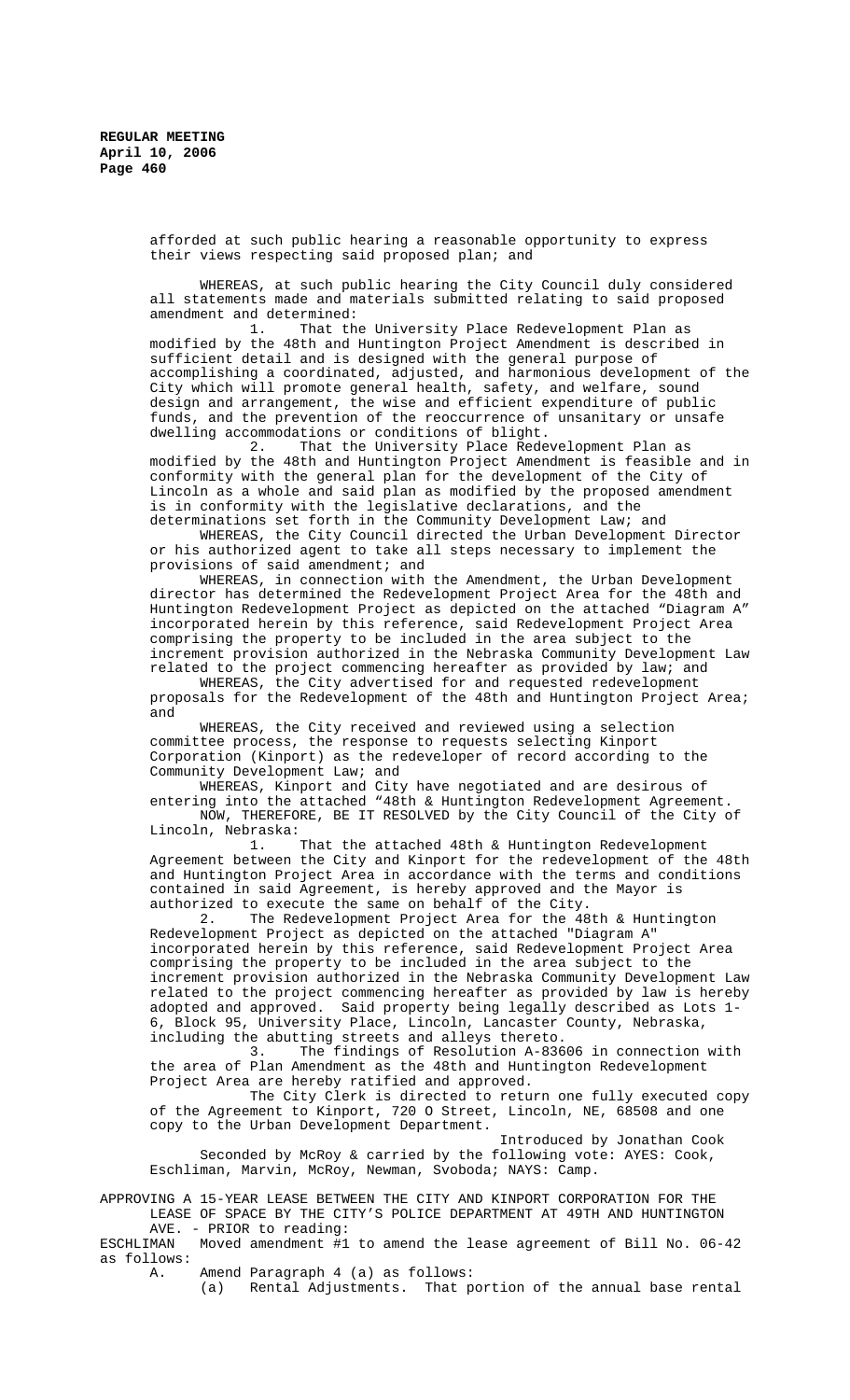afforded at such public hearing a reasonable opportunity to express their views respecting said proposed plan; and

WHEREAS, at such public hearing the City Council duly considered all statements made and materials submitted relating to said proposed amendment and determined:

1. That the University Place Redevelopment Plan as modified by the 48th and Huntington Project Amendment is described in sufficient detail and is designed with the general purpose of accomplishing a coordinated, adjusted, and harmonious development of the City which will promote general health, safety, and welfare, sound design and arrangement, the wise and efficient expenditure of public funds, and the prevention of the reoccurrence of unsanitary or unsafe dwelling accommodations or conditions of blight.

2. That the University Place Redevelopment Plan as modified by the 48th and Huntington Project Amendment is feasible and in conformity with the general plan for the development of the City of Lincoln as a whole and said plan as modified by the proposed amendment is in conformity with the legislative declarations, and the determinations set forth in the Community Development Law; and

WHEREAS, the City Council directed the Urban Development Director or his authorized agent to take all steps necessary to implement the provisions of said amendment; and

WHEREAS, in connection with the Amendment, the Urban Development director has determined the Redevelopment Project Area for the 48th and Huntington Redevelopment Project as depicted on the attached "Diagram A" incorporated herein by this reference, said Redevelopment Project Area comprising the property to be included in the area subject to the increment provision authorized in the Nebraska Community Development Law related to the project commencing hereafter as provided by law; and

WHEREAS, the City advertised for and requested redevelopment proposals for the Redevelopment of the 48th and Huntington Project Area; and

WHEREAS, the City received and reviewed using a selection committee process, the response to requests selecting Kinport Corporation (Kinport) as the redeveloper of record according to the Community Development Law; and

WHEREAS, Kinport and City have negotiated and are desirous of entering into the attached "48th & Huntington Redevelopment Agreement.

NOW, THEREFORE, BE IT RESOLVED by the City Council of the City of Lincoln, Nebraska:

1. That the attached 48th & Huntington Redevelopment Agreement between the City and Kinport for the redevelopment of the 48th and Huntington Project Area in accordance with the terms and conditions contained in said Agreement, is hereby approved and the Mayor is authorized to execute the same on behalf of the City.

2. The Redevelopment Project Area for the 48th & Huntington Redevelopment Project as depicted on the attached "Diagram A" incorporated herein by this reference, said Redevelopment Project Area comprising the property to be included in the area subject to the increment provision authorized in the Nebraska Community Development Law related to the project commencing hereafter as provided by law is hereby adopted and approved. Said property being legally described as Lots 1-6, Block 95, University Place, Lincoln, Lancaster County, Nebraska, including the abutting streets and alleys thereto.

3. The findings of Resolution A-83606 in connection with the area of Plan Amendment as the 48th and Huntington Redevelopment Project Area are hereby ratified and approved.

The City Clerk is directed to return one fully executed copy of the Agreement to Kinport, 720 O Street, Lincoln, NE, 68508 and one copy to the Urban Development Department.

Introduced by Jonathan Cook

Seconded by McRoy & carried by the following vote: AYES: Cook, Eschliman, Marvin, McRoy, Newman, Svoboda; NAYS: Camp.

APPROVING A 15-YEAR LEASE BETWEEN THE CITY AND KINPORT CORPORATION FOR THE LEASE OF SPACE BY THE CITY'S POLICE DEPARTMENT AT 49TH AND HUNTINGTON AVE. - PRIOR to reading:

ESCHLIMAN Moved amendment #1 to amend the lease agreement of Bill No. 06-42 as follows:

A. Amend Paragraph 4 (a) as follows:

(a) Rental Adjustments. That portion of the annual base rental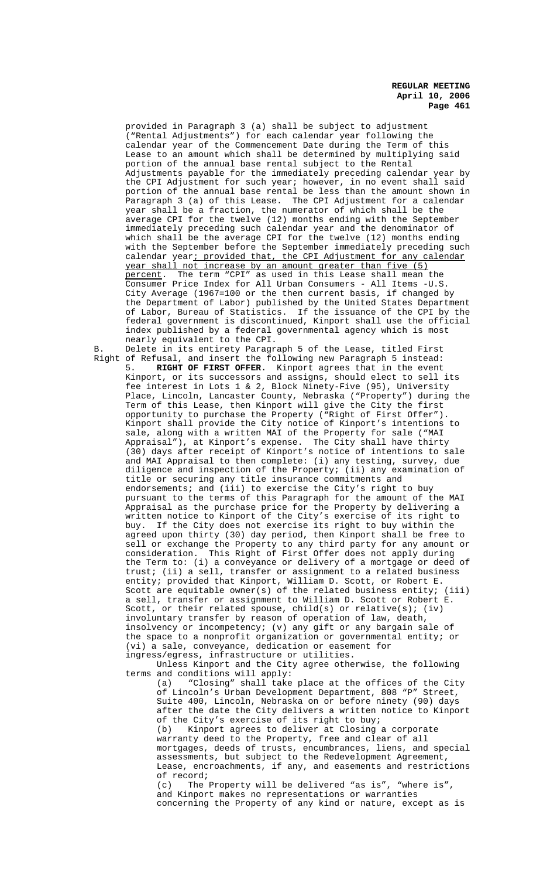provided in Paragraph 3 (a) shall be subject to adjustment ("Rental Adjustments") for each calendar year following the calendar year of the Commencement Date during the Term of this Lease to an amount which shall be determined by multiplying said portion of the annual base rental subject to the Rental Adjustments payable for the immediately preceding calendar year by the CPI Adjustment for such year; however, in no event shall said portion of the annual base rental be less than the amount shown in Paragraph 3 (a) of this Lease. The CPI Adjustment for a calendar year shall be a fraction, the numerator of which shall be the average CPI for the twelve (12) months ending with the September immediately preceding such calendar year and the denominator of which shall be the average CPI for the twelve (12) months ending with the September before the September immediately preceding such calendar year; provided that, the CPI Adjustment for any calendar year shall not increase by an amount greater than five (5) percent. The term "CPI" as used in this Lease shall mean the Consumer Price Index for All Urban Consumers - All Items -U.S. City Average (1967=100 or the then current basis, if changed by the Department of Labor) published by the United States Department of Labor, Bureau of Statistics. If the issuance of the CPI by the federal government is discontinued, Kinport shall use the official index published by a federal governmental agency which is most nearly equivalent to the CPI.

B. Delete in its entirety Paragraph 5 of the Lease, titled First Right of Refusal, and insert the following new Paragraph 5 instead:

5. **RIGHT OF FIRST OFFER**. Kinport agrees that in the event Kinport, or its successors and assigns, should elect to sell its fee interest in Lots 1 & 2, Block Ninety-Five (95), University Place, Lincoln, Lancaster County, Nebraska ("Property") during the Term of this Lease, then Kinport will give the City the first opportunity to purchase the Property ("Right of First Offer"). Kinport shall provide the City notice of Kinport's intentions to sale, along with a written MAI of the Property for sale ("MAI Appraisal"), at Kinport's expense. The City shall have thirty (30) days after receipt of Kinport's notice of intentions to sale and MAI Appraisal to then complete: (i) any testing, survey, due diligence and inspection of the Property; (ii) any examination of title or securing any title insurance commitments and endorsements; and (iii) to exercise the City's right to buy pursuant to the terms of this Paragraph for the amount of the MAI Appraisal as the purchase price for the Property by delivering a written notice to Kinport of the City's exercise of its right to buy. If the City does not exercise its right to buy within the agreed upon thirty (30) day period, then Kinport shall be free to sell or exchange the Property to any third party for any amount or consideration. This Right of First Offer does not apply during the Term to: (i) a conveyance or delivery of a mortgage or deed of trust; (ii) a sell, transfer or assignment to a related business entity; provided that Kinport, William D. Scott, or Robert E. Scott are equitable owner(s) of the related business entity; (iii) a sell, transfer or assignment to William D. Scott or Robert E. Scott, or their related spouse, child(s) or relative(s); (iv) involuntary transfer by reason of operation of law, death, insolvency or incompetency; (v) any gift or any bargain sale of the space to a nonprofit organization or governmental entity; or (vi) a sale, conveyance, dedication or easement for ingress/egress, infrastructure or utilities.

Unless Kinport and the City agree otherwise, the following terms and conditions will apply:

(a) "Closing" shall take place at the offices of the City of Lincoln's Urban Development Department, 808 "P" Street, Suite 400, Lincoln, Nebraska on or before ninety (90) days after the date the City delivers a written notice to Kinport of the City's exercise of its right to buy;

(b) Kinport agrees to deliver at Closing a corporate warranty deed to the Property, free and clear of all mortgages, deeds of trusts, encumbrances, liens, and special assessments, but subject to the Redevelopment Agreement, Lease, encroachments, if any, and easements and restrictions of record;

(c) The Property will be delivered "as is", "where is", and Kinport makes no representations or warranties concerning the Property of any kind or nature, except as is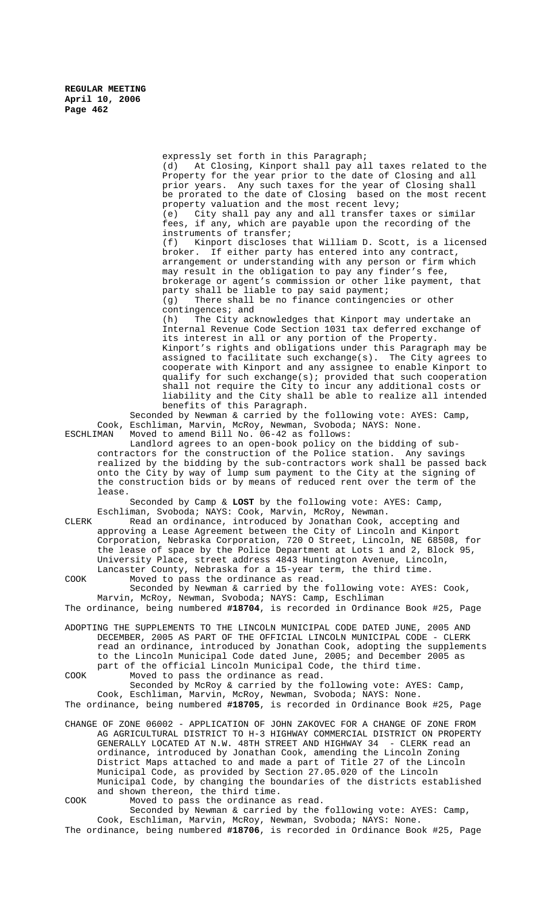expressly set forth in this Paragraph;

(d) At Closing, Kinport shall pay all taxes related to the Property for the year prior to the date of Closing and all prior years. Any such taxes for the year of Closing shall be prorated to the date of Closing based on the most recent property valuation and the most recent levy;

(e) City shall pay any and all transfer taxes or similar fees, if any, which are payable upon the recording of the instruments of transfer;

(f) Kinport discloses that William D. Scott, is a licensed broker. If either party has entered into any contract, arrangement or understanding with any person or firm which may result in the obligation to pay any finder's fee, brokerage or agent's commission or other like payment, that party shall be liable to pay said payment;

(g) There shall be no finance contingencies or other contingences; and

(h) The City acknowledges that Kinport may undertake an Internal Revenue Code Section 1031 tax deferred exchange of its interest in all or any portion of the Property. Kinport's rights and obligations under this Paragraph may be assigned to facilitate such exchange(s). The City agrees to cooperate with Kinport and any assignee to enable Kinport to qualify for such exchange(s); provided that such cooperation shall not require the City to incur any additional costs or liability and the City shall be able to realize all intended benefits of this Paragraph.

Seconded by Newman & carried by the following vote: AYES: Camp, Cook, Eschliman, Marvin, McRoy, Newman, Svoboda; NAYS: None.

ESCHLIMAN Moved to amend Bill No. 06-42 as follows:

Landlord agrees to an open-book policy on the bidding of sub-contractors for the construction of the Police station. Any savings realized by the bidding by the sub-contractors work shall be passed back onto the City by way of lump sum payment to the City at the signing of the construction bids or by means of reduced rent over the term of the lease.

Seconded by Camp & **LOST** by the following vote: AYES: Camp, Eschliman, Svoboda; NAYS: Cook, Marvin, McRoy, Newman.

CLERK Read an ordinance, introduced by Jonathan Cook, accepting and approving a Lease Agreement between the City of Lincoln and Kinport Corporation, Nebraska Corporation, 720 O Street, Lincoln, NE 68508, for the lease of space by the Police Department at Lots 1 and 2, Block 95, University Place, street address 4843 Huntington Avenue, Lincoln, Lancaster County, Nebraska for a 15-year term, the third time.

COOK Moved to pass the ordinance as read.

Seconded by Newman & carried by the following vote: AYES: Cook, Marvin, McRoy, Newman, Svoboda; NAYS: Camp, Eschliman

The ordinance, being numbered **#18704**, is recorded in Ordinance Book #25, Page

ADOPTING THE SUPPLEMENTS TO THE LINCOLN MUNICIPAL CODE DATED JUNE, 2005 AND DECEMBER, 2005 AS PART OF THE OFFICIAL LINCOLN MUNICIPAL CODE - CLERK read an ordinance, introduced by Jonathan Cook, adopting the supplements to the Lincoln Municipal Code dated June, 2005; and December 2005 as part of the official Lincoln Municipal Code, the third time.

COOK Moved to pass the ordinance as read.

Seconded by McRoy & carried by the following vote: AYES: Camp, Cook, Eschliman, Marvin, McRoy, Newman, Svoboda; NAYS: None.

The ordinance, being numbered **#18705**, is recorded in Ordinance Book #25, Page

CHANGE OF ZONE 06002 - APPLICATION OF JOHN ZAKOVEC FOR A CHANGE OF ZONE FROM AG AGRICULTURAL DISTRICT TO H-3 HIGHWAY COMMERCIAL DISTRICT ON PROPERTY GENERALLY LOCATED AT N.W. 48TH STREET AND HIGHWAY 34 - CLERK read an ordinance, introduced by Jonathan Cook, amending the Lincoln Zoning District Maps attached to and made a part of Title 27 of the Lincoln Municipal Code, as provided by Section 27.05.020 of the Lincoln Municipal Code, by changing the boundaries of the districts established and shown thereon, the third time.

COOK Moved to pass the ordinance as read.

Seconded by Newman & carried by the following vote: AYES: Camp, Cook, Eschliman, Marvin, McRoy, Newman, Svoboda; NAYS: None.

The ordinance, being numbered **#18706**, is recorded in Ordinance Book #25, Page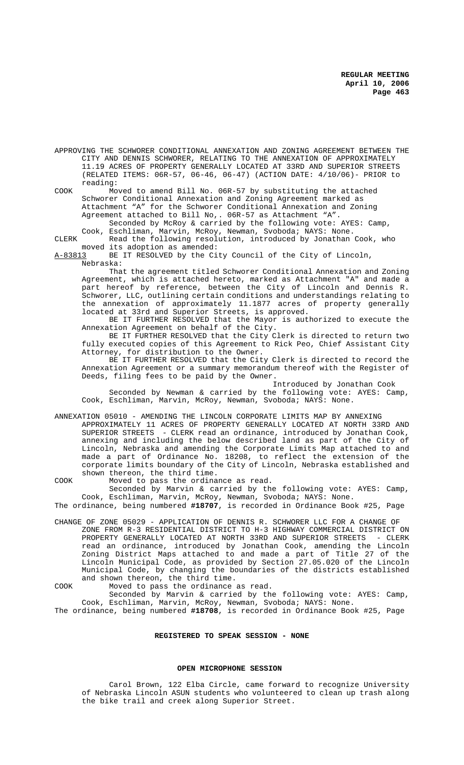APPROVING THE SCHWORER CONDITIONAL ANNEXATION AND ZONING AGREEMENT BETWEEN THE CITY AND DENNIS SCHWORER, RELATING TO THE ANNEXATION OF APPROXIMATELY 11.19 ACRES OF PROPERTY GENERALLY LOCATED AT 33RD AND SUPERIOR STREETS (RELATED ITEMS: 06R-57, 06-46, 06-47) (ACTION DATE: 4/10/06)- PRIOR to reading:

COOK Moved to amend Bill No. 06R-57 by substituting the attached Schworer Conditional Annexation and Zoning Agreement marked as Attachment "A" for the Schworer Conditional Annexation and Zoning Agreement attached to Bill No,. 06R-57 as Attachment "A".

Seconded by McRoy & carried by the following vote: AYES: Camp, Cook, Eschliman, Marvin, McRoy, Newman, Svoboda; NAYS: None.

CLERK Read the following resolution, introduced by Jonathan Cook, who moved its adoption as amended:

A-83813 BE IT RESOLVED by the City Council of the City of Lincoln, Nebraska:

That the agreement titled Schworer Conditional Annexation and Zoning Agreement, which is attached hereto, marked as Attachment "A" and made a part hereof by reference, between the City of Lincoln and Dennis R. Schworer, LLC, outlining certain conditions and understandings relating to the annexation of approximately 11.1877 acres of property generally located at 33rd and Superior Streets, is approved.

BE IT FURTHER RESOLVED that the Mayor is authorized to execute the Annexation Agreement on behalf of the City.

BE IT FURTHER RESOLVED that the City Clerk is directed to return two fully executed copies of this Agreement to Rick Peo, Chief Assistant City Attorney, for distribution to the Owner.

BE IT FURTHER RESOLVED that the City Clerk is directed to record the Annexation Agreement or a summary memorandum thereof with the Register of Deeds, filing fees to be paid by the Owner.

Introduced by Jonathan Cook

Seconded by Newman & carried by the following vote: AYES: Camp, Cook, Eschliman, Marvin, McRoy, Newman, Svoboda; NAYS: None.

ANNEXATION 05010 - AMENDING THE LINCOLN CORPORATE LIMITS MAP BY ANNEXING APPROXIMATELY 11 ACRES OF PROPERTY GENERALLY LOCATED AT NORTH 33RD AND SUPERIOR STREETS - CLERK read an ordinance, introduced by Jonathan Cook, annexing and including the below described land as part of the City of Lincoln, Nebraska and amending the Corporate Limits Map attached to and made a part of Ordinance No. 18208, to reflect the extension of the corporate limits boundary of the City of Lincoln, Nebraska established and shown thereon, the third time.

COOK Moved to pass the ordinance as read.

Seconded by Marvin & carried by the following vote: AYES: Camp, Cook, Eschliman, Marvin, McRoy, Newman, Svoboda; NAYS: None.

The ordinance, being numbered **#18707**, is recorded in Ordinance Book #25, Page

CHANGE OF ZONE 05029 - APPLICATION OF DENNIS R. SCHWORER LLC FOR A CHANGE OF ZONE FROM R-3 RESIDENTIAL DISTRICT TO H-3 HIGHWAY COMMERCIAL DISTRICT ON PROPERTY GENERALLY LOCATED AT NORTH 33RD AND SUPERIOR STREETS - CLERK read an ordinance, introduced by Jonathan Cook, amending the Lincoln Zoning District Maps attached to and made a part of Title 27 of the Lincoln Municipal Code, as provided by Section 27.05.020 of the Lincoln Municipal Code, by changing the boundaries of the districts established and shown thereon, the third time.

COOK Moved to pass the ordinance as read.

Seconded by Marvin & carried by the following vote: AYES: Camp, Cook, Eschliman, Marvin, McRoy, Newman, Svoboda; NAYS: None.

The ordinance, being numbered **#18708**, is recorded in Ordinance Book #25, Page

## REGISTERED TO SPEAK SESSION - NONE

## OPEN MICROPHONE SESSION

Carol Brown, 122 Elba Circle, came forward to recognize University of Nebraska Lincoln ASUN students who volunteered to clean up trash along the bike trail and creek along Superior Street.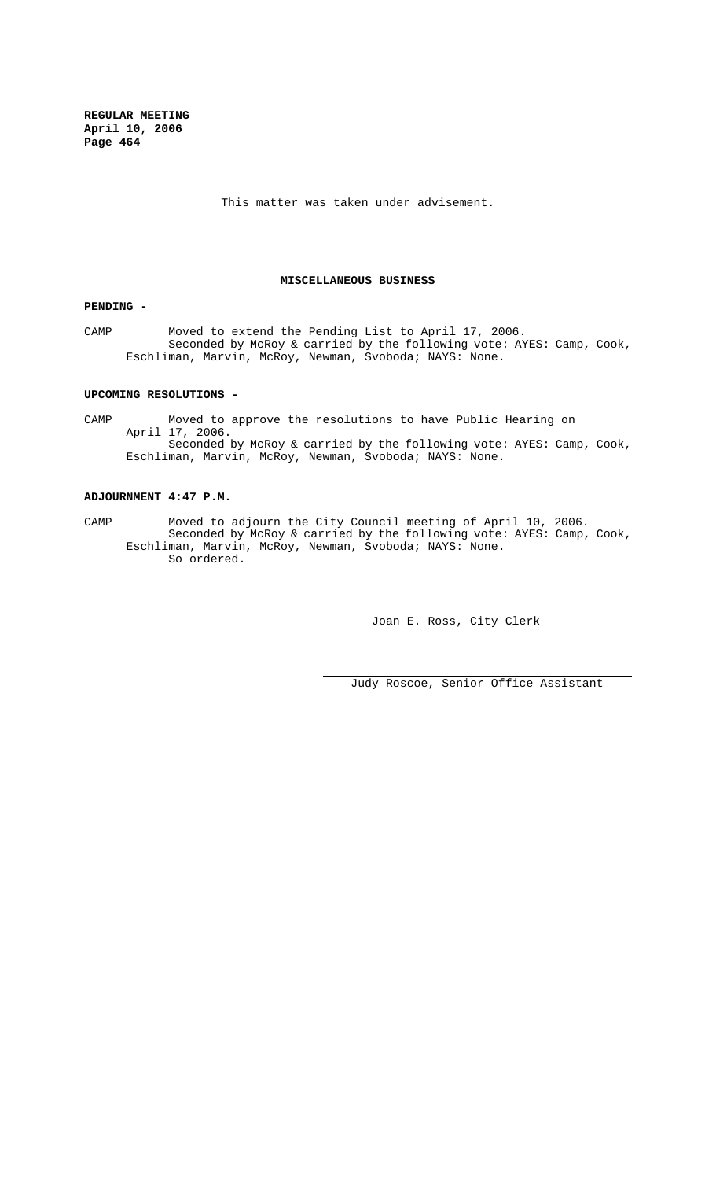This matter was taken under advisement.

**MISCELLANEOUS BUSINESS**

**PENDING -**

CAMP Moved to extend the Pending List to April 17, 2006.
Seconded by McRoy & carried by the following vote: AYES: Camp, Cook, Eschliman, Marvin, McRoy, Newman, Svoboda; NAYS: None.

**UPCOMING RESOLUTIONS -**

CAMP Moved to approve the resolutions to have Public Hearing on April 17, 2006.
Seconded by McRoy & carried by the following vote: AYES: Camp, Cook, Eschliman, Marvin, McRoy, Newman, Svoboda; NAYS: None.

**ADJOURNMENT 4:47 P.M.**

CAMP Moved to adjourn the City Council meeting of April 10, 2006.
Seconded by McRoy & carried by the following vote: AYES: Camp, Cook, Eschliman, Marvin, McRoy, Newman, Svoboda; NAYS: None.
So ordered.

Joan E. Ross, City Clerk

Judy Roscoe, Senior Office Assistant